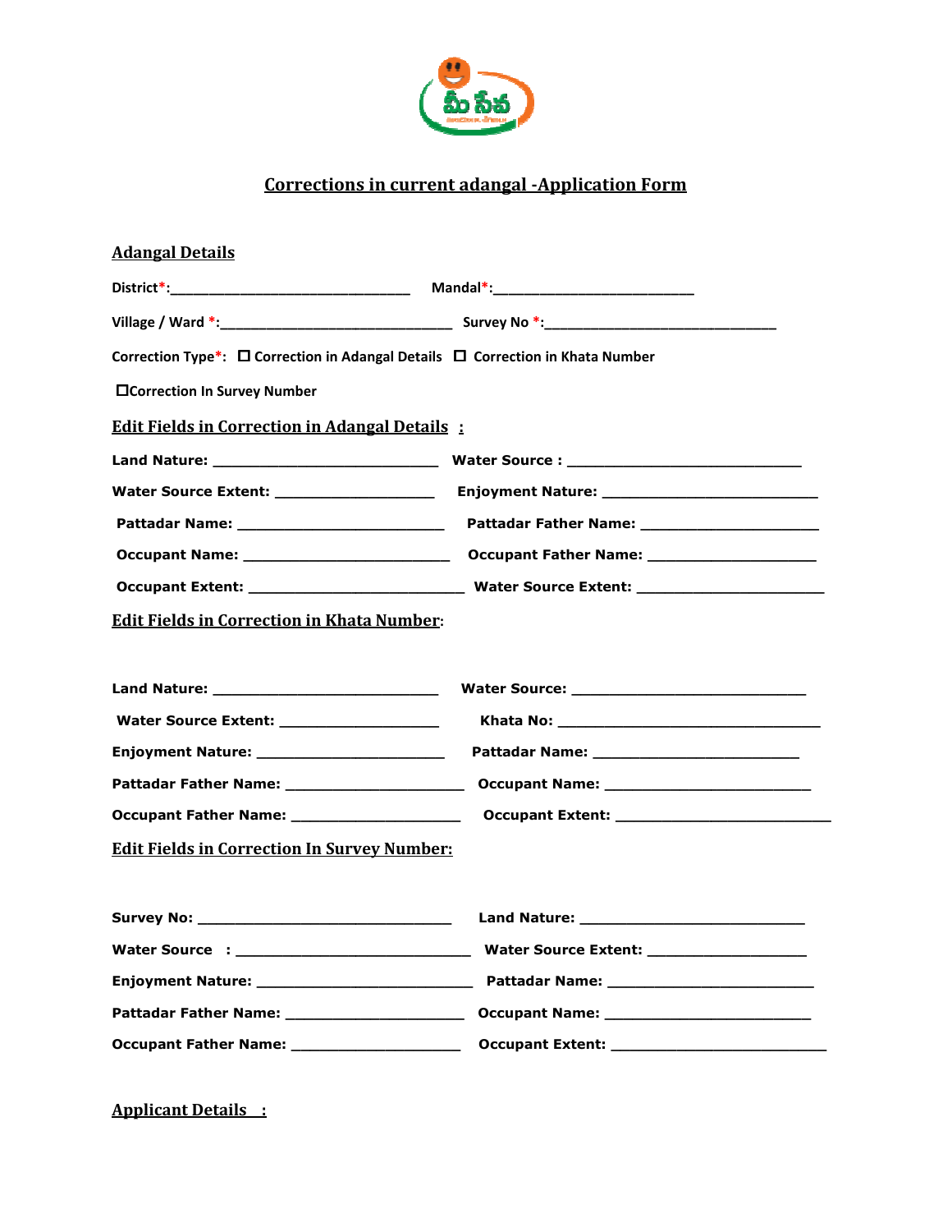# Corrections in current adangal -Application Form

## Adangal Details

District*:_____________________________ Mandal*:_________________________

Village / Ward *:_____________________________ Survey No *:_____________________________

Correction Type*: ☐ Correction in Adangal Details ☐ Correction in Khata Number

☐Correction In Survey Number

## Edit Fields in Correction in Adangal Details :

**Land Nature:** ____________________________ **Water Source :** _____________________________

**Water Source Extent:** ____________________ **Enjoyment Nature:** ___________________________

**Pattadar Name:** __________________________ **Pattadar Father Name:** ______________________

**Occupant Name:** _________________________ **Occupant Father Name:** _____________________

**Occupant Extent:** __________________________ **Water Source Extent:** _______________________

## Edit Fields in Correction in Khata Number:

**Land Nature:** ____________________________ **Water Source:** _____________________________

**Water Source Extent:** ____________________ **Khata No:** _________________________________

**Enjoyment Nature:** _______________________ **Pattadar Name:** __________________________

**Pattadar Father Name:** ______________________ **Occupant Name:** __________________________

**Occupant Father Name:** _____________________ **Occupant Extent:** ___________________________

## Edit Fields in Correction In Survey Number:

**Survey No:** _______________________________ **Land Nature:** ____________________________

**Water Source :** _____________________________ **Water Source Extent:** ____________________

**Enjoyment Nature:** __________________________ **Pattadar Name:** __________________________

**Pattadar Father Name:** ______________________ **Occupant Name:** __________________________

**Occupant Father Name:** _____________________ **Occupant Extent:** ___________________________

## Applicant Details :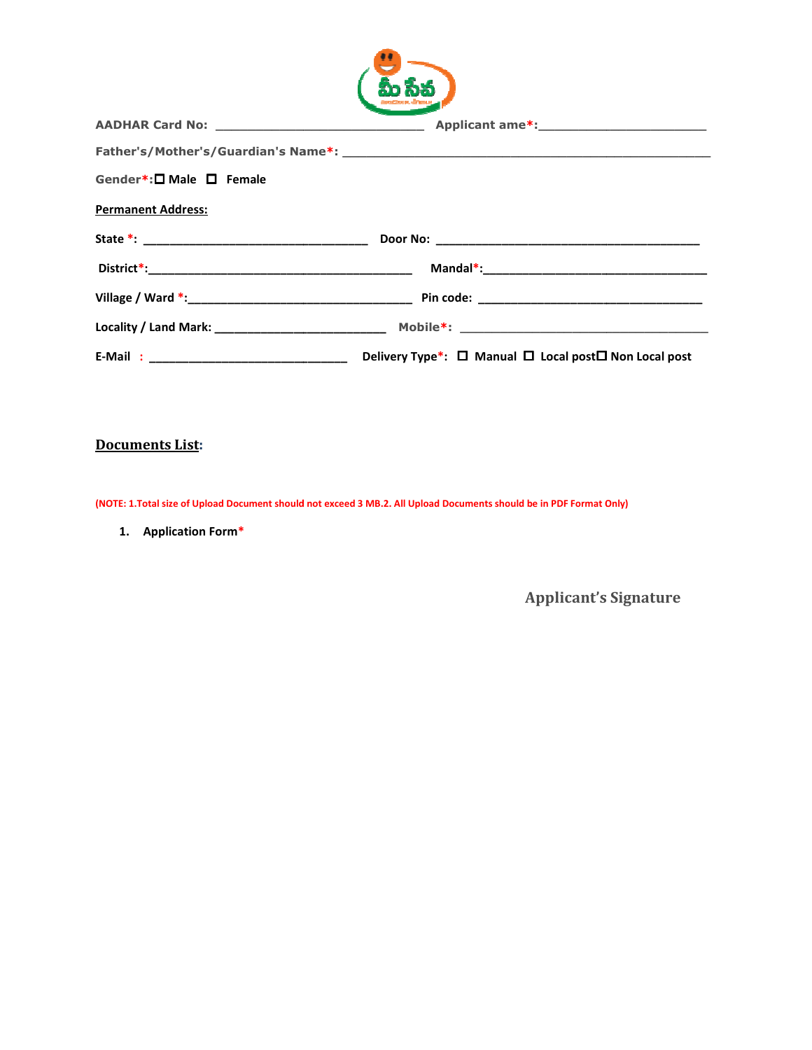AADHAR Card No: ______________________________ Applicant ame*:________________________

Father's/Mother's/Guardian's Name*: _____________________________________________________

Gender*: ☐ Male ☐ Female

**Permanent Address:**

State *: _________________________________ Door No: ______________________________________

District*:________________________________________ Mandal*:__________________________________

Village / Ward *:__________________________________ Pin code: _________________________________

Locality / Land Mark: _________________________ Mobile*: ______________________________________

E-Mail : _____________________________ Delivery Type*: ☐ Manual ☐ Local post ☐ Non Local post

## Documents List:

**(NOTE: 1.Total size of Upload Document should not exceed 3 MB.2. All Upload Documents should be in PDF Format Only)**

1. **Application Form***

**Applicant's Signature**